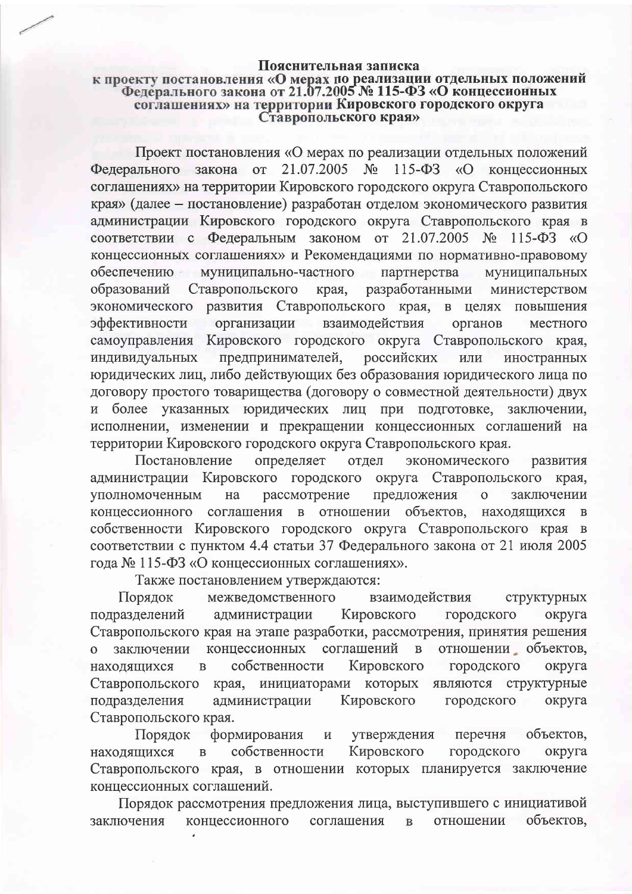# Пояснительная записка
## к проекту постановления «О мерах по реализации отдельных положений Федерального закона от 21.07.2005 № 115-ФЗ «О концессионных соглашениях» на территории Кировского городского округа Ставропольского края»

Проект постановления «О мерах по реализации отдельных положений Федерального закона от 21.07.2005 № 115-ФЗ «О концессионных соглашениях» на территории Кировского городского округа Ставропольского края» (далее – постановление) разработан отделом экономического развития администрации Кировского городского округа Ставропольского края в соответствии с Федеральным законом от 21.07.2005 № 115-ФЗ «О концессионных соглашениях» и Рекомендациями по нормативно-правовому обеспечению муниципально-частного партнерства муниципальных образований Ставропольского края, разработанными министерством экономического развития Ставропольского края, в целях повышения эффективности организации взаимодействия органов местного самоуправления Кировского городского округа Ставропольского края, индивидуальных предпринимателей, российских или иностранных юридических лиц, либо действующих без образования юридического лица по договору простого товарищества (договору о совместной деятельности) двух и более указанных юридических лиц при подготовке, заключении, исполнении, изменении и прекращении концессионных соглашений на территории Кировского городского округа Ставропольского края.

Постановление определяет отдел экономического развития администрации Кировского городского округа Ставропольского края, уполномоченным на рассмотрение предложения о заключении концессионного соглашения в отношении объектов, находящихся в собственности Кировского городского округа Ставропольского края в соответствии с пунктом 4.4 статьи 37 Федерального закона от 21 июля 2005 года № 115-ФЗ «О концессионных соглашениях».

Также постановлением утверждаются:

Порядок межведомственного взаимодействия структурных подразделений администрации Кировского городского округа Ставропольского края на этапе разработки, рассмотрения, принятия решения о заключении концессионных соглашений в отношении объектов, находящихся в собственности Кировского городского округа Ставропольского края, инициаторами которых являются структурные подразделения администрации Кировского городского округа Ставропольского края.

Порядок формирования и утверждения перечня объектов, находящихся в собственности Кировского городского округа Ставропольского края, в отношении которых планируется заключение концессионных соглашений.

Порядок рассмотрения предложения лица, выступившего с инициативой заключения концессионного соглашения в отношении объектов,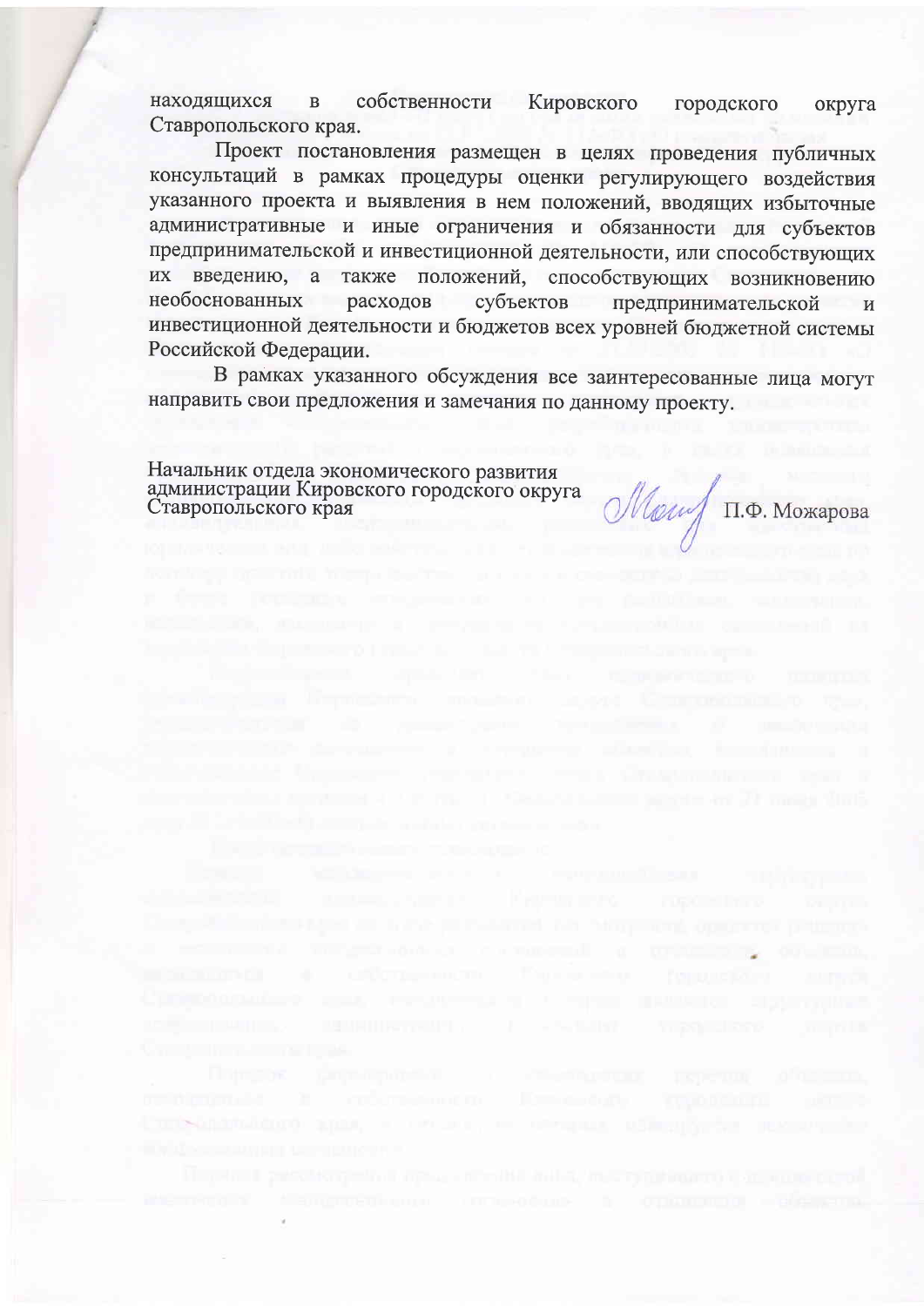находящихся в собственности Кировского городского округа Ставропольского края.

Проект постановления размещен в целях проведения публичных консультаций в рамках процедуры оценки регулирующего воздействия указанного проекта и выявления в нем положений, вводящих избыточные административные и иные ограничения и обязанности для субъектов предпринимательской и инвестиционной деятельности, или способствующих их введению, а также положений, способствующих возникновению необоснованных расходов субъектов предпринимательской и инвестиционной деятельности и бюджетов всех уровней бюджетной системы Российской Федерации.

В рамках указанного обсуждения все заинтересованные лица могут направить свои предложения и замечания по данному проекту.

Начальник отдела экономического развития
администрации Кировского городского округа
Ставропольского края П.Ф. Можарова